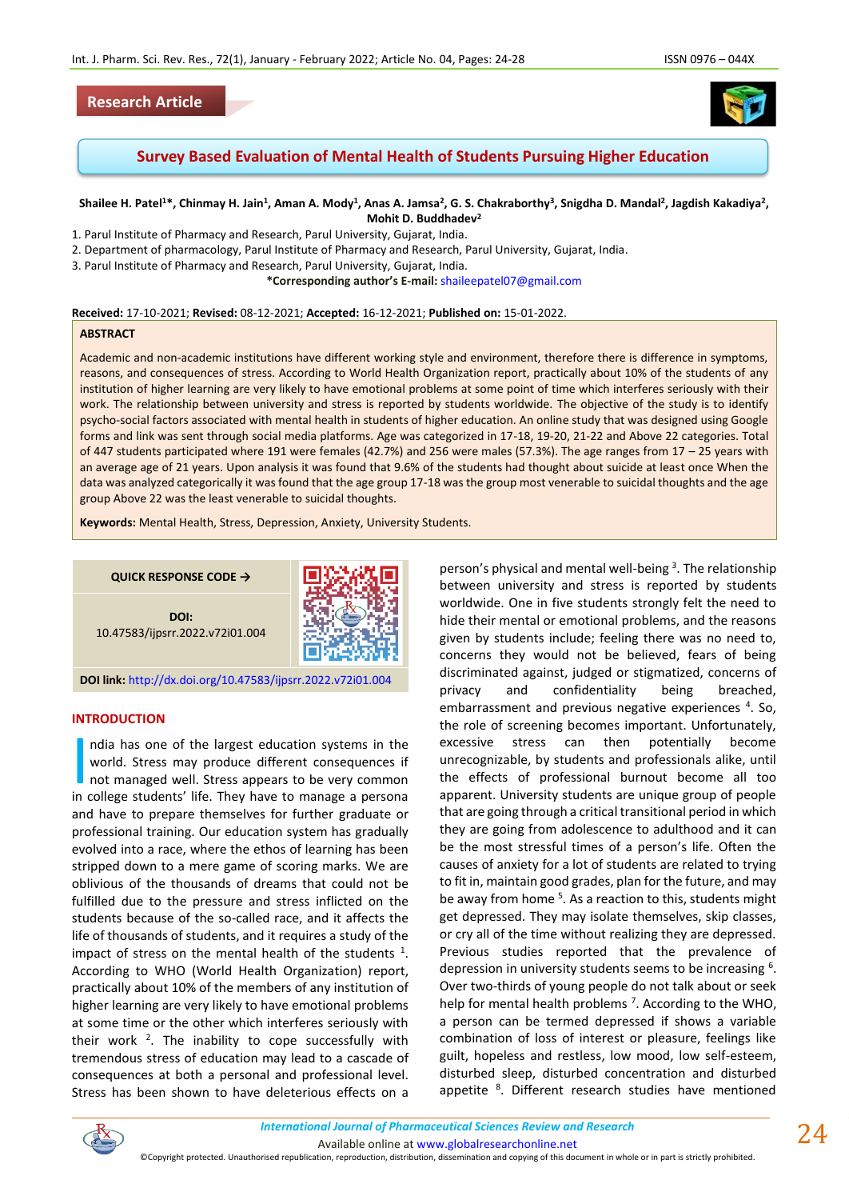Research Article

# Survey Based Evaluation of Mental Health of Students Pursuing Higher Education

**Shailee H. Patel[1]*, Chinmay H. Jain[1], Aman A. Mody[1], Anas A. Jamsa[2], G. S. Chakraborthy[3], Snigdha D. Mandal[2], Jagdish Kakadiya[2], Mohit D. Buddhadev[2]**

1. Parul Institute of Pharmacy and Research, Parul University, Gujarat, India.
2. Department of pharmacology, Parul Institute of Pharmacy and Research, Parul University, Gujarat, India.
3. Parul Institute of Pharmacy and Research, Parul University, Gujarat, India.

**\*Corresponding author's E-mail:** shaileepatel07@gmail.com

**Received:** 17-10-2021; **Revised:** 08-12-2021; **Accepted:** 16-12-2021; **Published on:** 15-01-2022.

## ABSTRACT

Academic and non-academic institutions have different working style and environment, therefore there is difference in symptoms, reasons, and consequences of stress. According to World Health Organization report, practically about 10% of the students of any institution of higher learning are very likely to have emotional problems at some point of time which interferes seriously with their work. The relationship between university and stress is reported by students worldwide. The objective of the study is to identify psycho-social factors associated with mental health in students of higher education. An online study that was designed using Google forms and link was sent through social media platforms. Age was categorized in 17-18, 19-20, 21-22 and Above 22 categories. Total of 447 students participated where 191 were females (42.7%) and 256 were males (57.3%). The age ranges from 17 – 25 years with an average age of 21 years. Upon analysis it was found that 9.6% of the students had thought about suicide at least once When the data was analyzed categorically it was found that the age group 17-18 was the group most venerable to suicidal thoughts and the age group Above 22 was the least venerable to suicidal thoughts.

**Keywords:** Mental Health, Stress, Depression, Anxiety, University Students.

**QUICK RESPONSE CODE →**

**DOI:** 10.47583/ijpsrr.2022.v72i01.004

**DOI link:** http://dx.doi.org/10.47583/ijpsrr.2022.v72i01.004

## INTRODUCTION

India has one of the largest education systems in the world. Stress may produce different consequences if not managed well. Stress appears to be very common in college students' life. They have to manage a persona and have to prepare themselves for further graduate or professional training. Our education system has gradually evolved into a race, where the ethos of learning has been stripped down to a mere game of scoring marks. We are oblivious of the thousands of dreams that could not be fulfilled due to the pressure and stress inflicted on the students because of the so-called race, and it affects the life of thousands of students, and it requires a study of the impact of stress on the mental health of the students [1]. According to WHO (World Health Organization) report, practically about 10% of the members of any institution of higher learning are very likely to have emotional problems at some time or the other which interferes seriously with their work [2]. The inability to cope successfully with tremendous stress of education may lead to a cascade of consequences at both a personal and professional level. Stress has been shown to have deleterious effects on a person's physical and mental well-being [3]. The relationship between university and stress is reported by students worldwide. One in five students strongly felt the need to hide their mental or emotional problems, and the reasons given by students include; feeling there was no need to, concerns they would not be believed, fears of being discriminated against, judged or stigmatized, concerns of privacy and confidentiality being breached, embarrassment and previous negative experiences [4]. So, the role of screening becomes important. Unfortunately, excessive stress can then potentially become unrecognizable, by students and professionals alike, until the effects of professional burnout become all too apparent. University students are unique group of people that are going through a critical transitional period in which they are going from adolescence to adulthood and it can be the most stressful times of a person's life. Often the causes of anxiety for a lot of students are related to trying to fit in, maintain good grades, plan for the future, and may be away from home [5]. As a reaction to this, students might get depressed. They may isolate themselves, skip classes, or cry all of the time without realizing they are depressed. Previous studies reported that the prevalence of depression in university students seems to be increasing [6]. Over two-thirds of young people do not talk about or seek help for mental health problems [7]. According to the WHO, a person can be termed depressed if shows a variable combination of loss of interest or pleasure, feelings like guilt, hopeless and restless, low mood, low self-esteem, disturbed sleep, disturbed concentration and disturbed appetite [8]. Different research studies have mentioned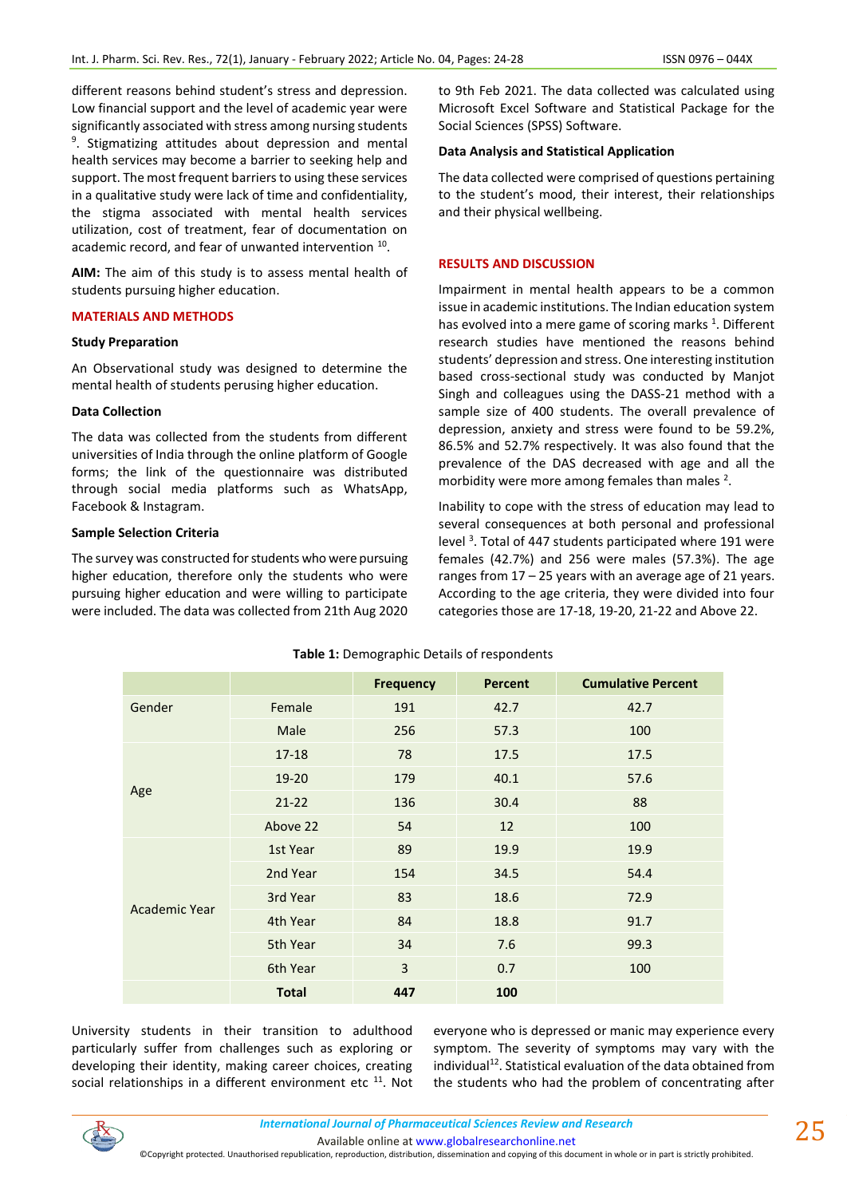different reasons behind student's stress and depression. Low financial support and the level of academic year were significantly associated with stress among nursing students [9]. Stigmatizing attitudes about depression and mental health services may become a barrier to seeking help and support. The most frequent barriers to using these services in a qualitative study were lack of time and confidentiality, the stigma associated with mental health services utilization, cost of treatment, fear of documentation on academic record, and fear of unwanted intervention [10].

**AIM:** The aim of this study is to assess mental health of students pursuing higher education.

## MATERIALS AND METHODS

### Study Preparation

An Observational study was designed to determine the mental health of students perusing higher education.

### Data Collection

The data was collected from the students from different universities of India through the online platform of Google forms; the link of the questionnaire was distributed through social media platforms such as WhatsApp, Facebook & Instagram.

### Sample Selection Criteria

The survey was constructed for students who were pursuing higher education, therefore only the students who were pursuing higher education and were willing to participate were included. The data was collected from 21th Aug 2020 to 9th Feb 2021. The data collected was calculated using Microsoft Excel Software and Statistical Package for the Social Sciences (SPSS) Software.

### Data Analysis and Statistical Application

The data collected were comprised of questions pertaining to the student's mood, their interest, their relationships and their physical wellbeing.

## RESULTS AND DISCUSSION

Impairment in mental health appears to be a common issue in academic institutions. The Indian education system has evolved into a mere game of scoring marks [1]. Different research studies have mentioned the reasons behind students' depression and stress. One interesting institution based cross-sectional study was conducted by Manjot Singh and colleagues using the DASS-21 method with a sample size of 400 students. The overall prevalence of depression, anxiety and stress were found to be 59.2%, 86.5% and 52.7% respectively. It was also found that the prevalence of the DAS decreased with age and all the morbidity were more among females than males [2].

Inability to cope with the stress of education may lead to several consequences at both personal and professional level [3]. Total of 447 students participated where 191 were females (42.7%) and 256 were males (57.3%). The age ranges from 17 – 25 years with an average age of 21 years. According to the age criteria, they were divided into four categories those are 17-18, 19-20, 21-22 and Above 22.

**Table 1:** Demographic Details of respondents

| | | Frequency | Percent | Cumulative Percent |
|---|---|---|---|---|
| Gender | Female | 191 | 42.7 | 42.7 |
| | Male | 256 | 57.3 | 100 |
| Age | 17-18 | 78 | 17.5 | 17.5 |
| | 19-20 | 179 | 40.1 | 57.6 |
| | 21-22 | 136 | 30.4 | 88 |
| | Above 22 | 54 | 12 | 100 |
| Academic Year | 1st Year | 89 | 19.9 | 19.9 |
| | 2nd Year | 154 | 34.5 | 54.4 |
| | 3rd Year | 83 | 18.6 | 72.9 |
| | 4th Year | 84 | 18.8 | 91.7 |
| | 5th Year | 34 | 7.6 | 99.3 |
| | 6th Year | 3 | 0.7 | 100 |
| | **Total** | **447** | **100** | |

University students in their transition to adulthood particularly suffer from challenges such as exploring or developing their identity, making career choices, creating social relationships in a different environment etc [11]. Not everyone who is depressed or manic may experience every symptom. The severity of symptoms may vary with the individual[12]. Statistical evaluation of the data obtained from the students who had the problem of concentrating after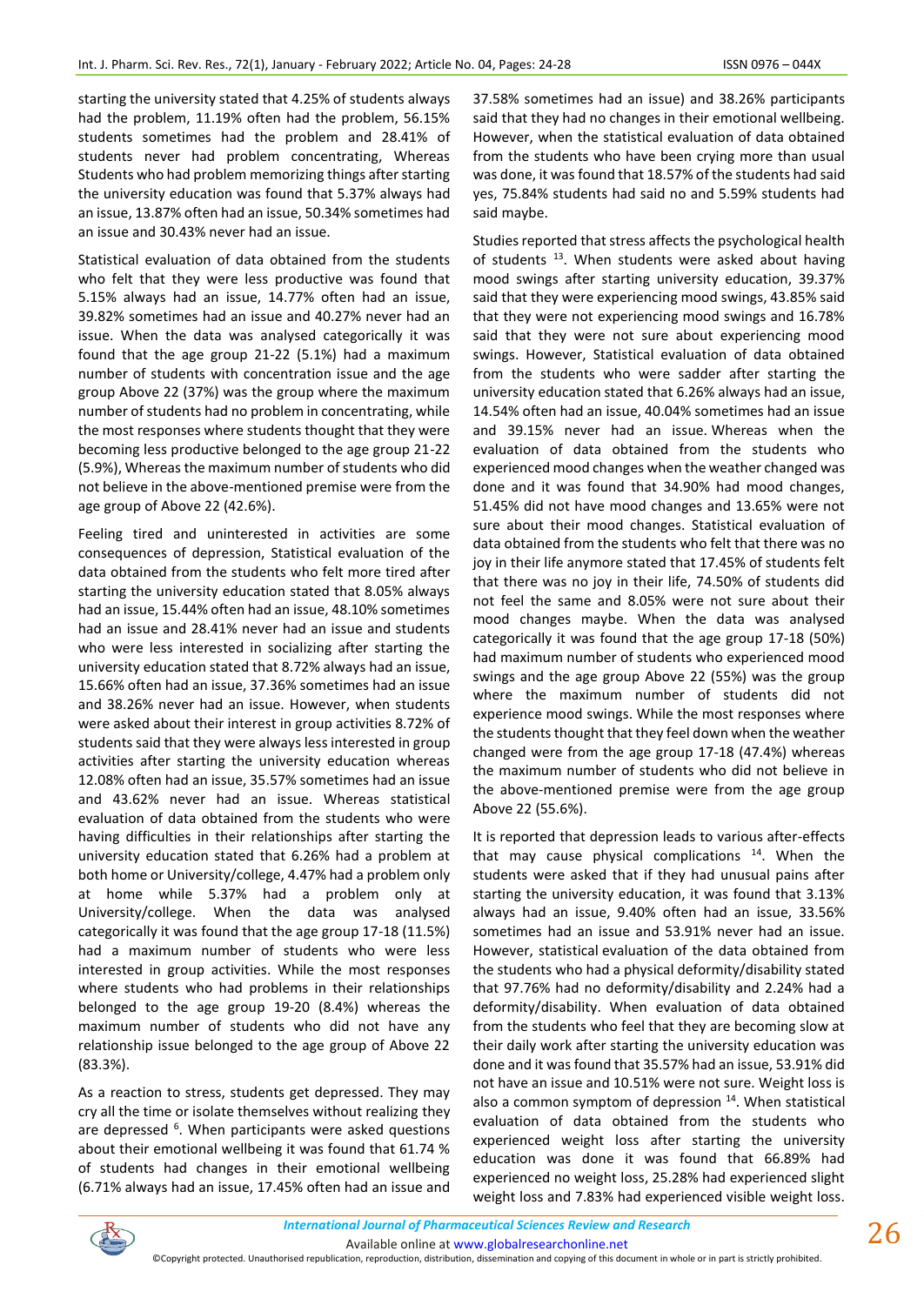starting the university stated that 4.25% of students always had the problem, 11.19% often had the problem, 56.15% students sometimes had the problem and 28.41% of students never had problem concentrating, Whereas Students who had problem memorizing things after starting the university education was found that 5.37% always had an issue, 13.87% often had an issue, 50.34% sometimes had an issue and 30.43% never had an issue.

Statistical evaluation of data obtained from the students who felt that they were less productive was found that 5.15% always had an issue, 14.77% often had an issue, 39.82% sometimes had an issue and 40.27% never had an issue. When the data was analysed categorically it was found that the age group 21-22 (5.1%) had a maximum number of students with concentration issue and the age group Above 22 (37%) was the group where the maximum number of students had no problem in concentrating, while the most responses where students thought that they were becoming less productive belonged to the age group 21-22 (5.9%), Whereas the maximum number of students who did not believe in the above-mentioned premise were from the age group of Above 22 (42.6%).

Feeling tired and uninterested in activities are some consequences of depression, Statistical evaluation of the data obtained from the students who felt more tired after starting the university education stated that 8.05% always had an issue, 15.44% often had an issue, 48.10% sometimes had an issue and 28.41% never had an issue and students who were less interested in socializing after starting the university education stated that 8.72% always had an issue, 15.66% often had an issue, 37.36% sometimes had an issue and 38.26% never had an issue. However, when students were asked about their interest in group activities 8.72% of students said that they were always less interested in group activities after starting the university education whereas 12.08% often had an issue, 35.57% sometimes had an issue and 43.62% never had an issue. Whereas statistical evaluation of data obtained from the students who were having difficulties in their relationships after starting the university education stated that 6.26% had a problem at both home or University/college, 4.47% had a problem only at home while 5.37% had a problem only at University/college. When the data was analysed categorically it was found that the age group 17-18 (11.5%) had a maximum number of students who were less interested in group activities. While the most responses where students who had problems in their relationships belonged to the age group 19-20 (8.4%) whereas the maximum number of students who did not have any relationship issue belonged to the age group of Above 22 (83.3%).

As a reaction to stress, students get depressed. They may cry all the time or isolate themselves without realizing they are depressed [6]. When participants were asked questions about their emotional wellbeing it was found that 61.74 % of students had changes in their emotional wellbeing (6.71% always had an issue, 17.45% often had an issue and 37.58% sometimes had an issue) and 38.26% participants said that they had no changes in their emotional wellbeing. However, when the statistical evaluation of data obtained from the students who have been crying more than usual was done, it was found that 18.57% of the students had said yes, 75.84% students had said no and 5.59% students had said maybe.

Studies reported that stress affects the psychological health of students [13]. When students were asked about having mood swings after starting university education, 39.37% said that they were experiencing mood swings, 43.85% said that they were not experiencing mood swings and 16.78% said that they were not sure about experiencing mood swings. However, Statistical evaluation of data obtained from the students who were sadder after starting the university education stated that 6.26% always had an issue, 14.54% often had an issue, 40.04% sometimes had an issue and 39.15% never had an issue. Whereas when the evaluation of data obtained from the students who experienced mood changes when the weather changed was done and it was found that 34.90% had mood changes, 51.45% did not have mood changes and 13.65% were not sure about their mood changes. Statistical evaluation of data obtained from the students who felt that there was no joy in their life anymore stated that 17.45% of students felt that there was no joy in their life, 74.50% of students did not feel the same and 8.05% were not sure about their mood changes maybe. When the data was analysed categorically it was found that the age group 17-18 (50%) had maximum number of students who experienced mood swings and the age group Above 22 (55%) was the group where the maximum number of students did not experience mood swings. While the most responses where the students thought that they feel down when the weather changed were from the age group 17-18 (47.4%) whereas the maximum number of students who did not believe in the above-mentioned premise were from the age group Above 22 (55.6%).

It is reported that depression leads to various after-effects that may cause physical complications [14]. When the students were asked that if they had unusual pains after starting the university education, it was found that 3.13% always had an issue, 9.40% often had an issue, 33.56% sometimes had an issue and 53.91% never had an issue. However, statistical evaluation of the data obtained from the students who had a physical deformity/disability stated that 97.76% had no deformity/disability and 2.24% had a deformity/disability. When evaluation of data obtained from the students who feel that they are becoming slow at their daily work after starting the university education was done and it was found that 35.57% had an issue, 53.91% did not have an issue and 10.51% were not sure. Weight loss is also a common symptom of depression [14]. When statistical evaluation of data obtained from the students who experienced weight loss after starting the university education was done it was found that 66.89% had experienced no weight loss, 25.28% had experienced slight weight loss and 7.83% had experienced visible weight loss.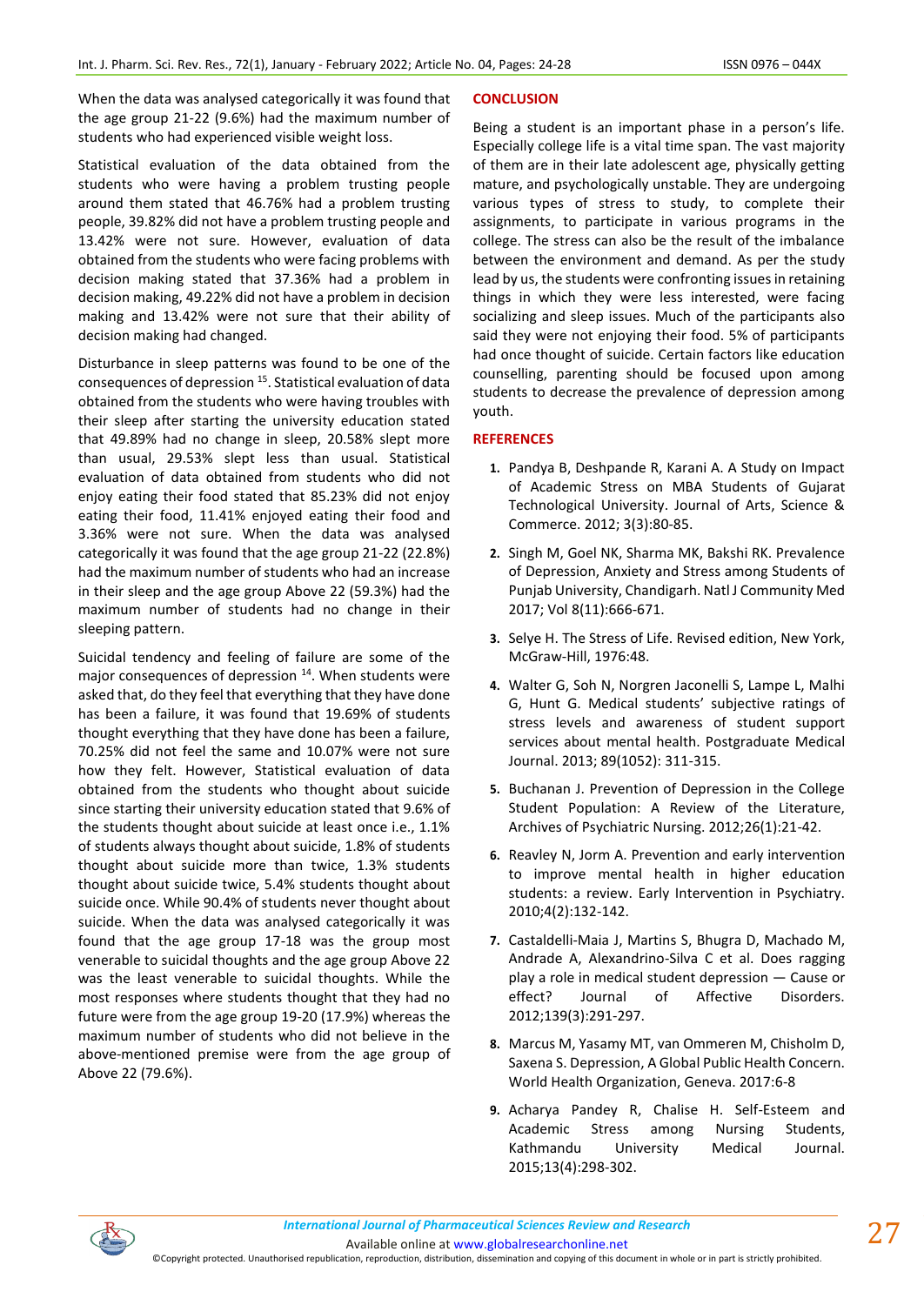When the data was analysed categorically it was found that the age group 21-22 (9.6%) had the maximum number of students who had experienced visible weight loss.

Statistical evaluation of the data obtained from the students who were having a problem trusting people around them stated that 46.76% had a problem trusting people, 39.82% did not have a problem trusting people and 13.42% were not sure. However, evaluation of data obtained from the students who were facing problems with decision making stated that 37.36% had a problem in decision making, 49.22% did not have a problem in decision making and 13.42% were not sure that their ability of decision making had changed.

Disturbance in sleep patterns was found to be one of the consequences of depression [15]. Statistical evaluation of data obtained from the students who were having troubles with their sleep after starting the university education stated that 49.89% had no change in sleep, 20.58% slept more than usual, 29.53% slept less than usual. Statistical evaluation of data obtained from students who did not enjoy eating their food stated that 85.23% did not enjoy eating their food, 11.41% enjoyed eating their food and 3.36% were not sure. When the data was analysed categorically it was found that the age group 21-22 (22.8%) had the maximum number of students who had an increase in their sleep and the age group Above 22 (59.3%) had the maximum number of students had no change in their sleeping pattern.

Suicidal tendency and feeling of failure are some of the major consequences of depression [14]. When students were asked that, do they feel that everything that they have done has been a failure, it was found that 19.69% of students thought everything that they have done has been a failure, 70.25% did not feel the same and 10.07% were not sure how they felt. However, Statistical evaluation of data obtained from the students who thought about suicide since starting their university education stated that 9.6% of the students thought about suicide at least once i.e., 1.1% of students always thought about suicide, 1.8% of students thought about suicide more than twice, 1.3% students thought about suicide twice, 5.4% students thought about suicide once. While 90.4% of students never thought about suicide. When the data was analysed categorically it was found that the age group 17-18 was the group most venerable to suicidal thoughts and the age group Above 22 was the least venerable to suicidal thoughts. While the most responses where students thought that they had no future were from the age group 19-20 (17.9%) whereas the maximum number of students who did not believe in the above-mentioned premise were from the age group of Above 22 (79.6%).

## CONCLUSION

Being a student is an important phase in a person's life. Especially college life is a vital time span. The vast majority of them are in their late adolescent age, physically getting mature, and psychologically unstable. They are undergoing various types of stress to study, to complete their assignments, to participate in various programs in the college. The stress can also be the result of the imbalance between the environment and demand. As per the study lead by us, the students were confronting issues in retaining things in which they were less interested, were facing socializing and sleep issues. Much of the participants also said they were not enjoying their food. 5% of participants had once thought of suicide. Certain factors like education counselling, parenting should be focused upon among students to decrease the prevalence of depression among youth.

## REFERENCES

1. Pandya B, Deshpande R, Karani A. A Study on Impact of Academic Stress on MBA Students of Gujarat Technological University. Journal of Arts, Science & Commerce. 2012; 3(3):80-85.
2. Singh M, Goel NK, Sharma MK, Bakshi RK. Prevalence of Depression, Anxiety and Stress among Students of Punjab University, Chandigarh. Natl J Community Med 2017; Vol 8(11):666-671.
3. Selye H. The Stress of Life. Revised edition, New York, McGraw-Hill, 1976:48.
4. Walter G, Soh N, Norgren Jaconelli S, Lampe L, Malhi G, Hunt G. Medical students' subjective ratings of stress levels and awareness of student support services about mental health. Postgraduate Medical Journal. 2013; 89(1052): 311-315.
5. Buchanan J. Prevention of Depression in the College Student Population: A Review of the Literature, Archives of Psychiatric Nursing. 2012;26(1):21-42.
6. Reavley N, Jorm A. Prevention and early intervention to improve mental health in higher education students: a review. Early Intervention in Psychiatry. 2010;4(2):132-142.
7. Castaldelli-Maia J, Martins S, Bhugra D, Machado M, Andrade A, Alexandrino-Silva C et al. Does ragging play a role in medical student depression — Cause or effect? Journal of Affective Disorders. 2012;139(3):291-297.
8. Marcus M, Yasamy MT, van Ommeren M, Chisholm D, Saxena S. Depression, A Global Public Health Concern. World Health Organization, Geneva. 2017:6-8
9. Acharya Pandey R, Chalise H. Self-Esteem and Academic Stress among Nursing Students, Kathmandu University Medical Journal. 2015;13(4):298-302.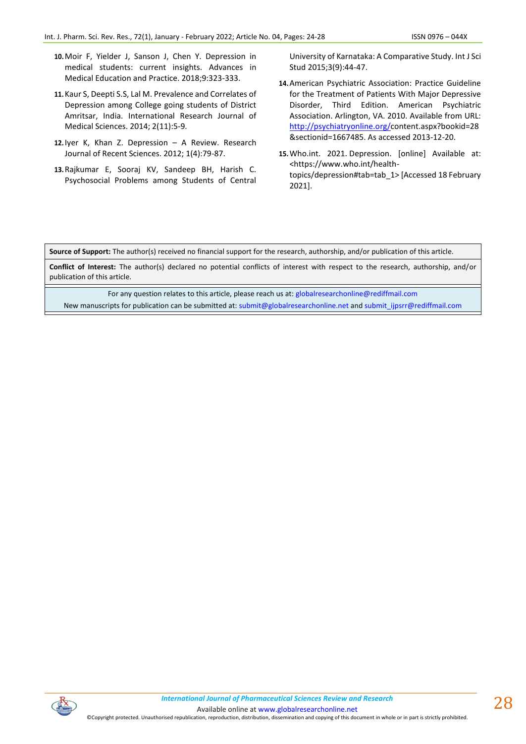10. Moir F, Yielder J, Sanson J, Chen Y. Depression in medical students: current insights. Advances in Medical Education and Practice. 2018;9:323-333.

11. Kaur S, Deepti S.S, Lal M. Prevalence and Correlates of Depression among College going students of District Amritsar, India. International Research Journal of Medical Sciences. 2014; 2(11):5-9.

12. Iyer K, Khan Z. Depression – A Review. Research Journal of Recent Sciences. 2012; 1(4):79-87.

13. Rajkumar E, Sooraj KV, Sandeep BH, Harish C. Psychosocial Problems among Students of Central University of Karnataka: A Comparative Study. Int J Sci Stud 2015;3(9):44-47.

14. American Psychiatric Association: Practice Guideline for the Treatment of Patients With Major Depressive Disorder, Third Edition. American Psychiatric Association. Arlington, VA. 2010. Available from URL: http://psychiatryonline.org/content.aspx?bookid=28&sectionid=1667485. As accessed 2013-12-20.

15. Who.int. 2021. Depression. [online] Available at: <https://www.who.int/health-topics/depression#tab=tab_1> [Accessed 18 February 2021].

**Source of Support:** The author(s) received no financial support for the research, authorship, and/or publication of this article.

**Conflict of Interest:** The author(s) declared no potential conflicts of interest with respect to the research, authorship, and/or publication of this article.

For any question relates to this article, please reach us at: globalresearchonline@rediffmail.com

New manuscripts for publication can be submitted at: submit@globalresearchonline.net and submit_ijpsrr@rediffmail.com